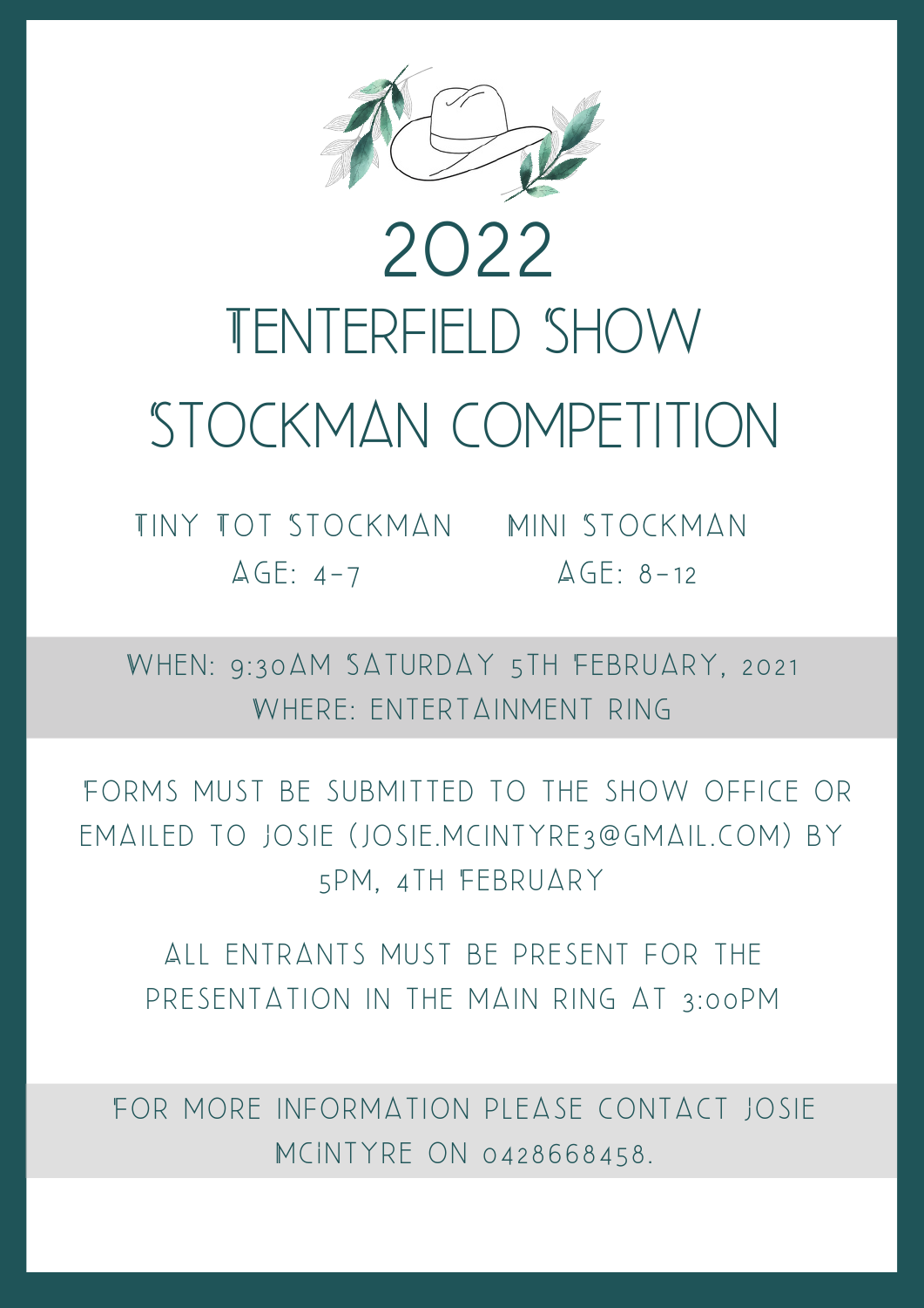# 2022
# TENTERFIELD SHOW STOCKMAN COMPETITION

TINY TOT STOCKMAN
AGE: 4-7

MINI STOCKMAN
AGE: 8-12

WHEN: 9:30AM SATURDAY 5TH FEBRUARY, 2021
WHERE: ENTERTAINMENT RING

FORMS MUST BE SUBMITTED TO THE SHOW OFFICE OR EMAILED TO JOSIE (JOSIE.MCINTYRE3@GMAIL.COM) BY 5PM, 4TH FEBRUARY

ALL ENTRANTS MUST BE PRESENT FOR THE PRESENTATION IN THE MAIN RING AT 3:00PM

FOR MORE INFORMATION PLEASE CONTACT JOSIE MCINTYRE ON 0428668458.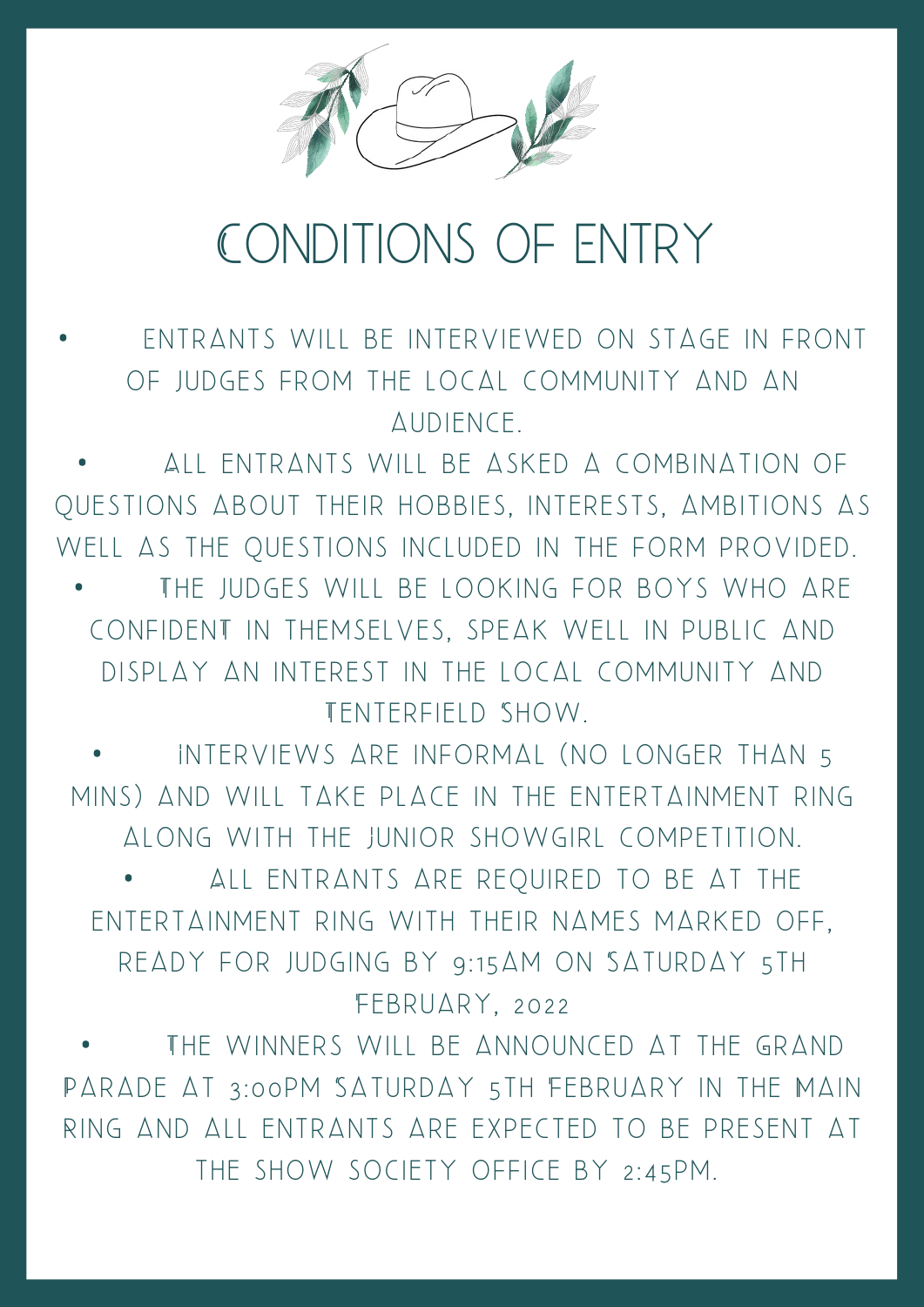# CONDITIONS OF ENTRY

- ENTRANTS WILL BE INTERVIEWED ON STAGE IN FRONT OF JUDGES FROM THE LOCAL COMMUNITY AND AN AUDIENCE.
- ALL ENTRANTS WILL BE ASKED A COMBINATION OF QUESTIONS ABOUT THEIR HOBBIES, INTERESTS, AMBITIONS AS WELL AS THE QUESTIONS INCLUDED IN THE FORM PROVIDED.
- THE JUDGES WILL BE LOOKING FOR BOYS WHO ARE CONFIDENT IN THEMSELVES, SPEAK WELL IN PUBLIC AND DISPLAY AN INTEREST IN THE LOCAL COMMUNITY AND TENTERFIELD SHOW.
- INTERVIEWS ARE INFORMAL (NO LONGER THAN 5 MINS) AND WILL TAKE PLACE IN THE ENTERTAINMENT RING ALONG WITH THE JUNIOR SHOWGIRL COMPETITION.
- ALL ENTRANTS ARE REQUIRED TO BE AT THE ENTERTAINMENT RING WITH THEIR NAMES MARKED OFF, READY FOR JUDGING BY 9:15AM ON SATURDAY 5TH FEBRUARY, 2022
- THE WINNERS WILL BE ANNOUNCED AT THE GRAND PARADE AT 3:00PM SATURDAY 5TH FEBRUARY IN THE MAIN RING AND ALL ENTRANTS ARE EXPECTED TO BE PRESENT AT THE SHOW SOCIETY OFFICE BY 2:45PM.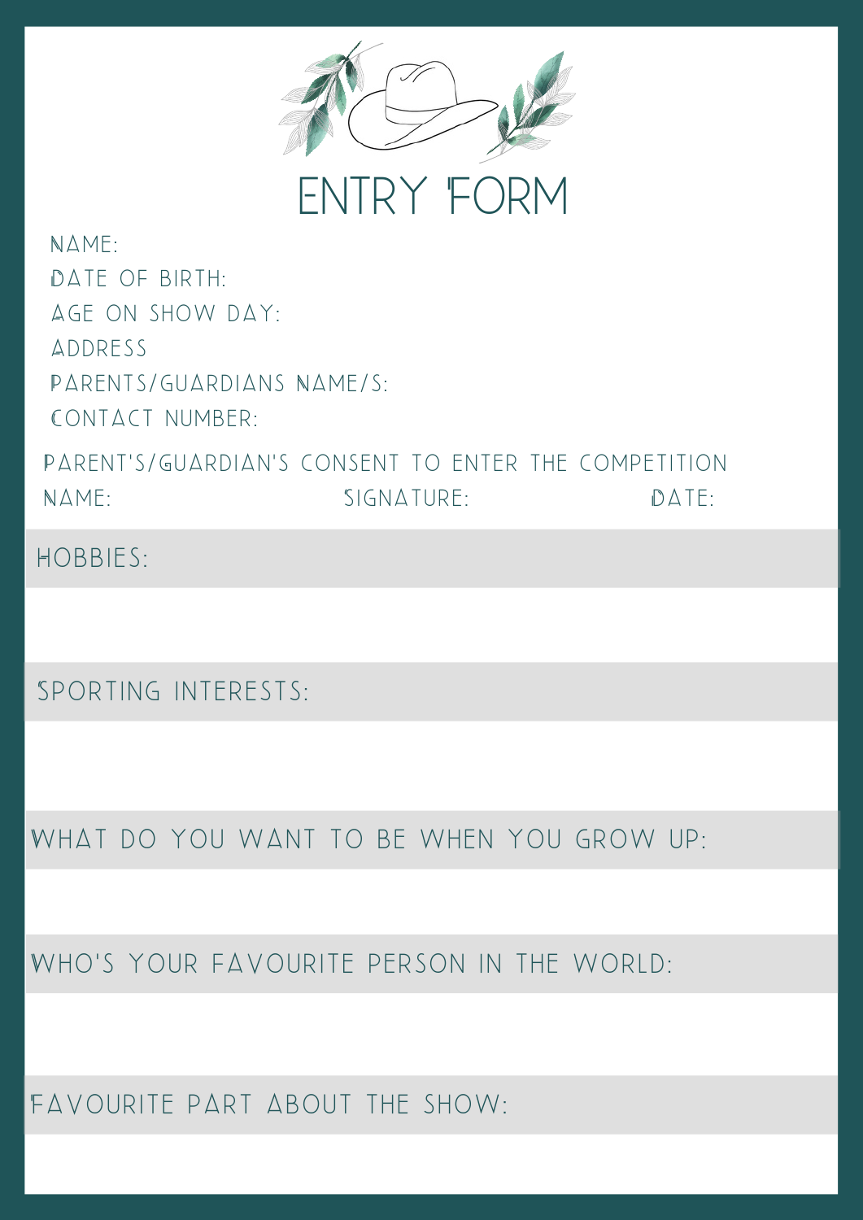# ENTRY FORM

NAME:

DATE OF BIRTH:

AGE ON SHOW DAY:

ADDRESS

PARENTS/GUARDIANS NAME/S:

CONTACT NUMBER:

PARENT'S/GUARDIAN'S CONSENT TO ENTER THE COMPETITION

NAME: SIGNATURE: DATE:

HOBBIES:

SPORTING INTERESTS:

WHAT DO YOU WANT TO BE WHEN YOU GROW UP:

WHO'S YOUR FAVOURITE PERSON IN THE WORLD:

FAVOURITE PART ABOUT THE SHOW: